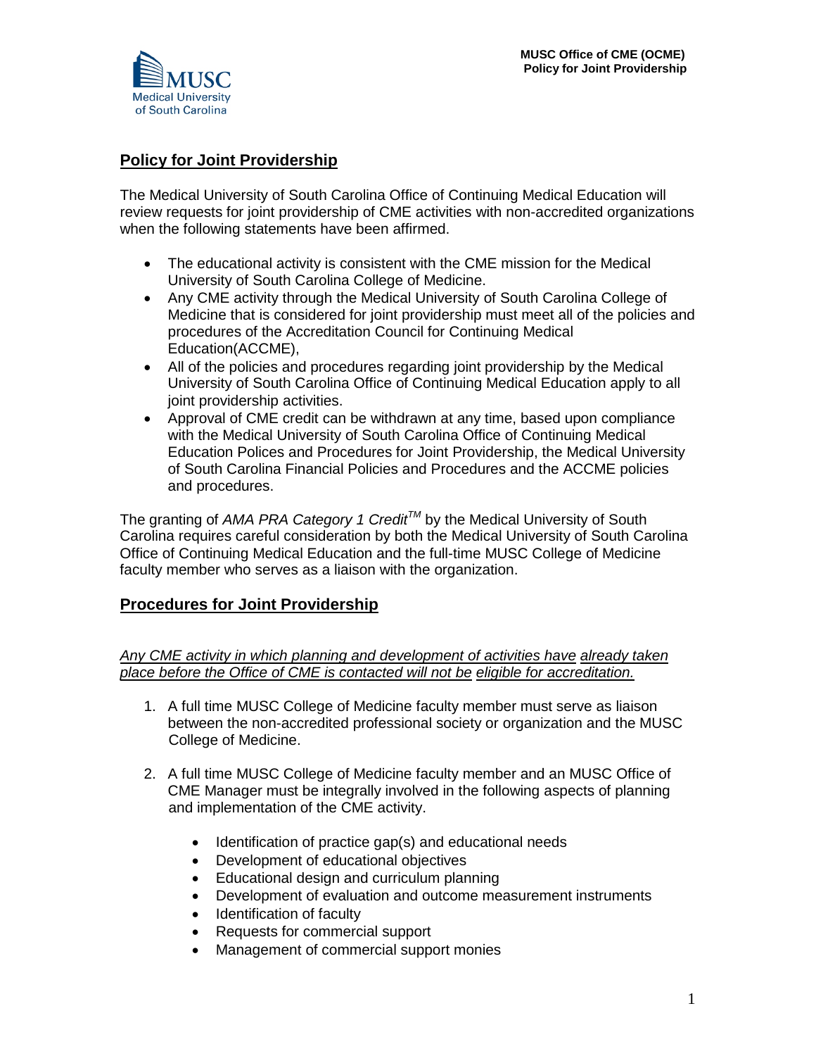## Policy for Joint Providership

The Medical University of South Carolina Office of Continuing Medical Education will review requests for joint providership of CME activities with non-accredited organizations when the following statements have been affirmed.

- The educational activity is consistent with the CME mission for the Medical University of South Carolina College of Medicine.
- Any CME activity through the Medical University of South Carolina College of Medicine that is considered for joint providership must meet all of the policies and procedures of the Accreditation Council for Continuing Medical Education(ACCME),
- All of the policies and procedures regarding joint providership by the Medical University of South Carolina Office of Continuing Medical Education apply to all joint providership activities.
- Approval of CME credit can be withdrawn at any time, based upon compliance with the Medical University of South Carolina Office of Continuing Medical Education Polices and Procedures for Joint Providership, the Medical University of South Carolina Financial Policies and Procedures and the ACCME policies and procedures.

The granting of *AMA PRA Category 1 Credit™* by the Medical University of South Carolina requires careful consideration by both the Medical University of South Carolina Office of Continuing Medical Education and the full-time MUSC College of Medicine faculty member who serves as a liaison with the organization.

## Procedures for Joint Providership

*Any CME activity in which planning and development of activities have already taken place before the Office of CME is contacted will not be eligible for accreditation.*

1. A full time MUSC College of Medicine faculty member must serve as liaison between the non-accredited professional society or organization and the MUSC College of Medicine.

2. A full time MUSC College of Medicine faculty member and an MUSC Office of CME Manager must be integrally involved in the following aspects of planning and implementation of the CME activity.

   - Identification of practice gap(s) and educational needs
   - Development of educational objectives
   - Educational design and curriculum planning
   - Development of evaluation and outcome measurement instruments
   - Identification of faculty
   - Requests for commercial support
   - Management of commercial support monies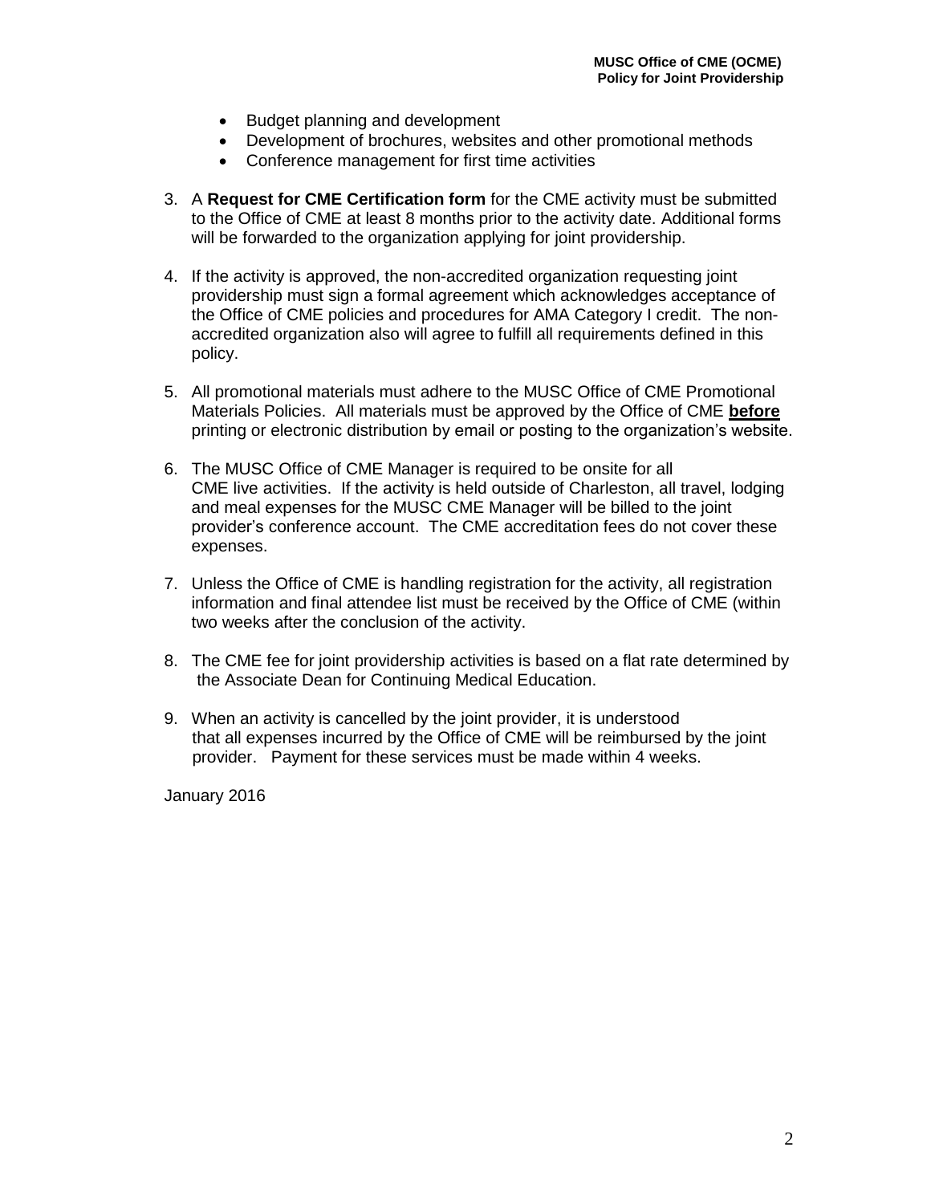- Budget planning and development
- Development of brochures, websites and other promotional methods
- Conference management for first time activities

3. A **Request for CME Certification form** for the CME activity must be submitted to the Office of CME at least 8 months prior to the activity date. Additional forms will be forwarded to the organization applying for joint providership.

4. If the activity is approved, the non-accredited organization requesting joint providership must sign a formal agreement which acknowledges acceptance of the Office of CME policies and procedures for AMA Category I credit. The non-accredited organization also will agree to fulfill all requirements defined in this policy.

5. All promotional materials must adhere to the MUSC Office of CME Promotional Materials Policies. All materials must be approved by the Office of CME **before** printing or electronic distribution by email or posting to the organization's website.

6. The MUSC Office of CME Manager is required to be onsite for all CME live activities. If the activity is held outside of Charleston, all travel, lodging and meal expenses for the MUSC CME Manager will be billed to the joint provider's conference account. The CME accreditation fees do not cover these expenses.

7. Unless the Office of CME is handling registration for the activity, all registration information and final attendee list must be received by the Office of CME (within two weeks after the conclusion of the activity.

8. The CME fee for joint providership activities is based on a flat rate determined by the Associate Dean for Continuing Medical Education.

9. When an activity is cancelled by the joint provider, it is understood that all expenses incurred by the Office of CME will be reimbursed by the joint provider. Payment for these services must be made within 4 weeks.

January 2016